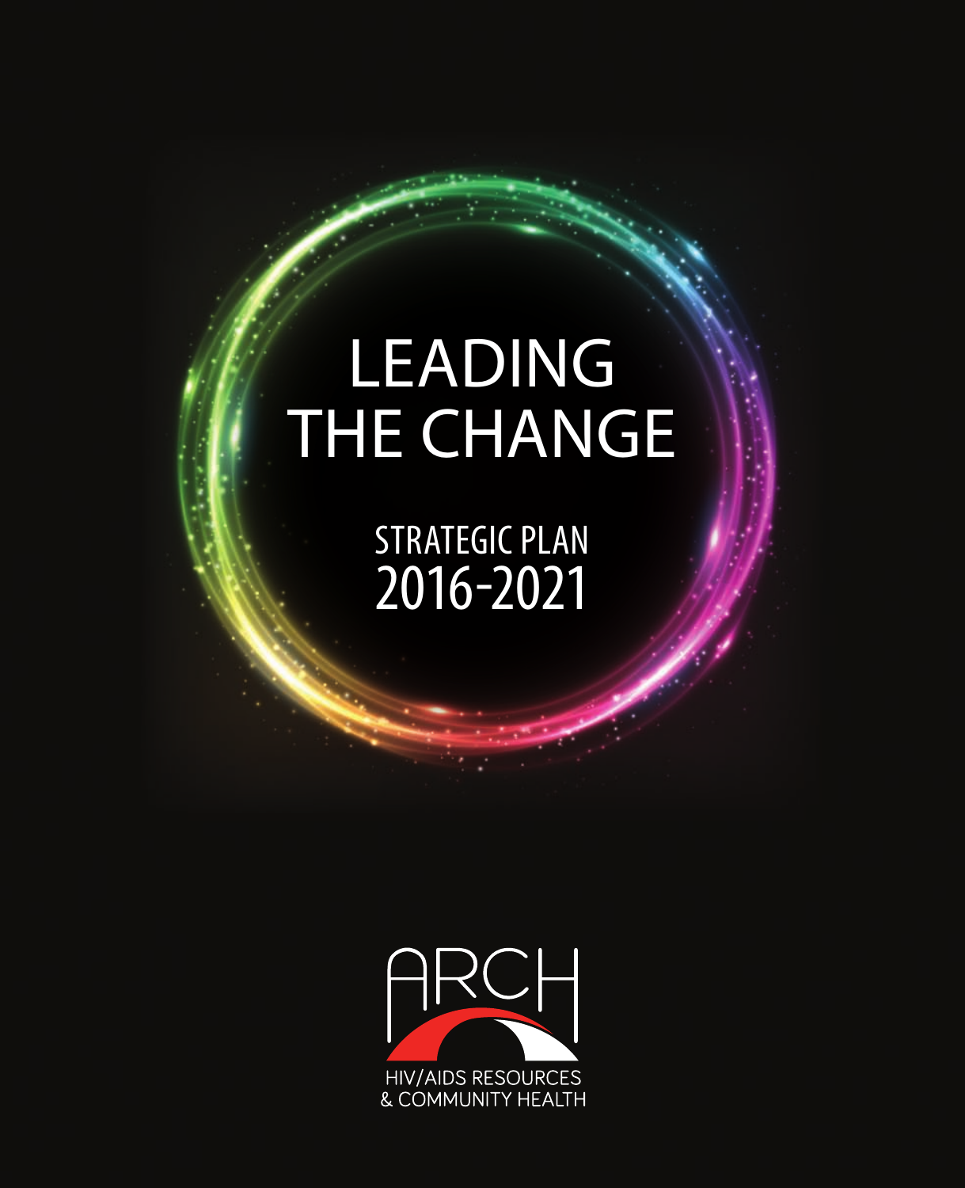# LEADING THE CHANGE

## STRATEGIC PLAN 2016-2021

ARCH

HIV/AIDS RESOURCES & COMMUNITY HEALTH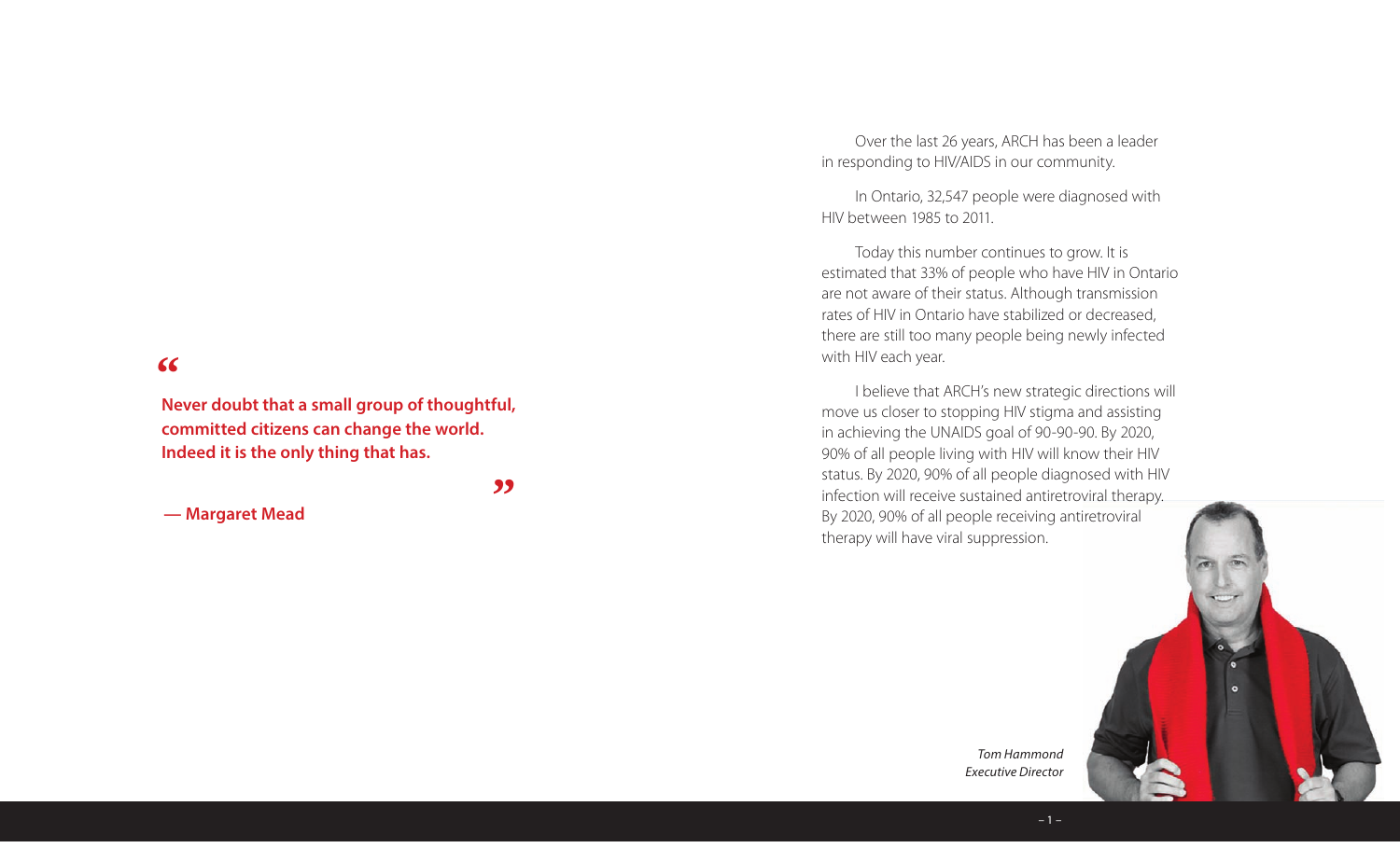> **"Never doubt that a small group of thoughtful, committed citizens can change the world. Indeed it is the only thing that has."**
>
> **— Margaret Mead**

Over the last 26 years, ARCH has been a leader in responding to HIV/AIDS in our community.

In Ontario, 32,547 people were diagnosed with HIV between 1985 to 2011.

Today this number continues to grow. It is estimated that 33% of people who have HIV in Ontario are not aware of their status. Although transmission rates of HIV in Ontario have stabilized or decreased, there are still too many people being newly infected with HIV each year.

I believe that ARCH's new strategic directions will move us closer to stopping HIV stigma and assisting in achieving the UNAIDS goal of 90-90-90. By 2020, 90% of all people living with HIV will know their HIV status. By 2020, 90% of all people diagnosed with HIV infection will receive sustained antiretroviral therapy. By 2020, 90% of all people receiving antiretroviral therapy will have viral suppression.

*Tom Hammond*
*Executive Director*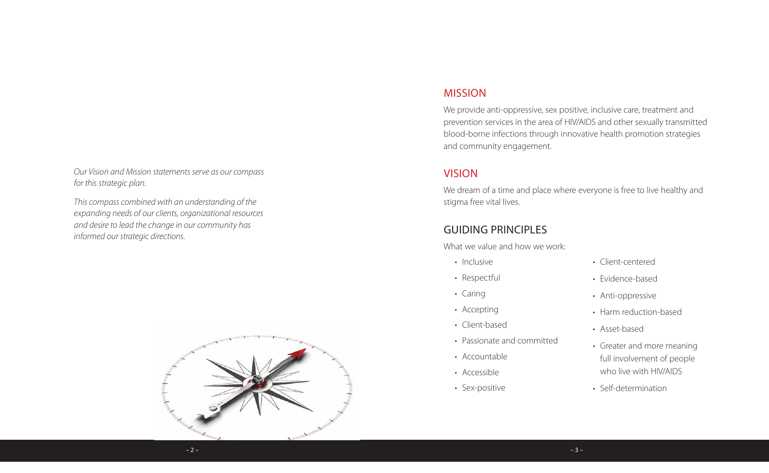*Our Vision and Mission statements serve as our compass for this strategic plan.*

*This compass combined with an understanding of the expanding needs of our clients, organizational resources and desire to lead the change in our community has informed our strategic directions.*

## MISSION

We provide anti-oppressive, sex positive, inclusive care, treatment and prevention services in the area of HIV/AIDS and other sexually transmitted blood-borne infections through innovative health promotion strategies and community engagement.

## VISION

We dream of a time and place where everyone is free to live healthy and stigma free vital lives.

## GUIDING PRINCIPLES

What we value and how we work:

- Inclusive
- Respectful
- Caring
- Accepting
- Client-based
- Passionate and committed
- Accountable
- Accessible
- Sex-positive
- Client-centered
- Evidence-based
- Anti-oppressive
- Harm reduction-based
- Asset-based
- Greater and more meaning full involvement of people who live with HIV/AIDS
- Self-determination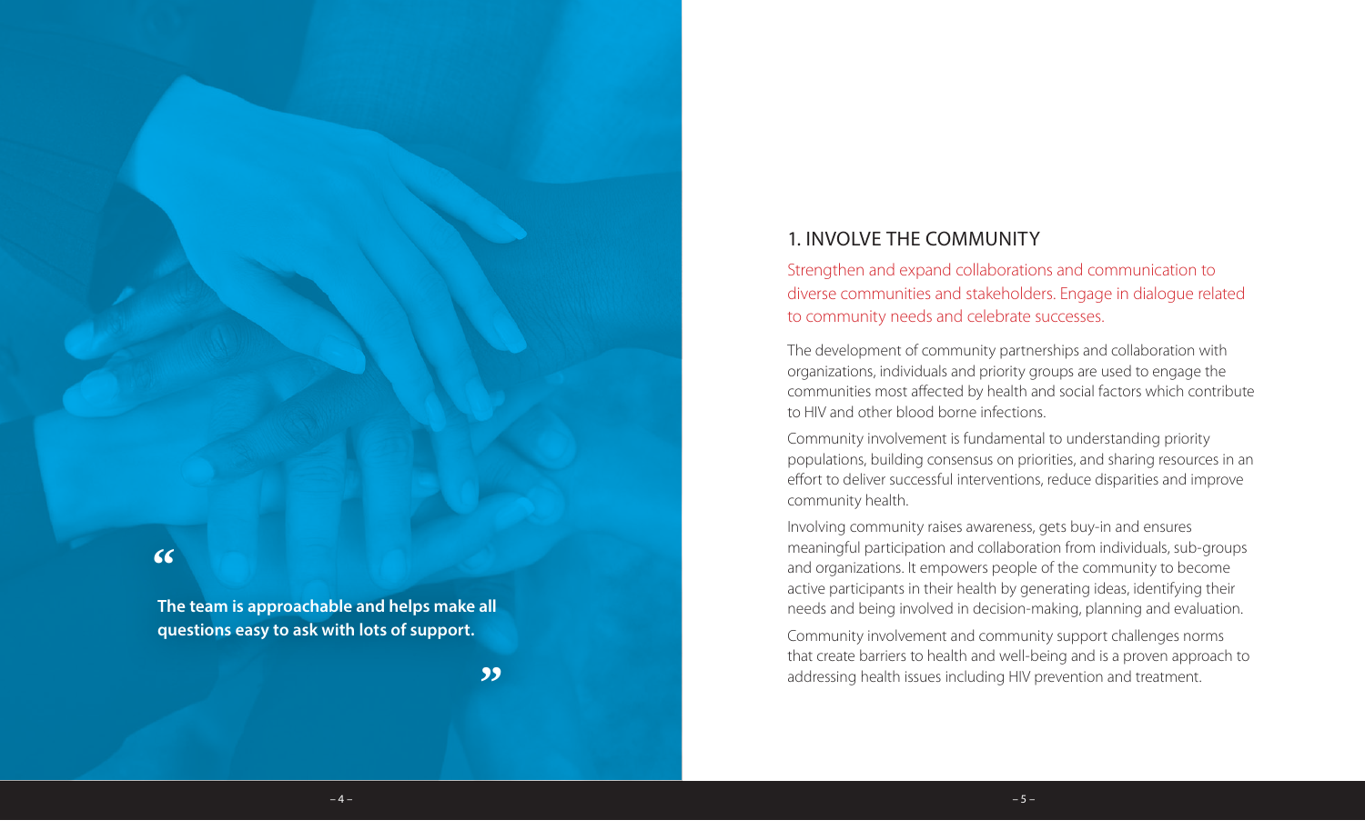> "The team is approachable and helps make all questions easy to ask with lots of support."

## 1. INVOLVE THE COMMUNITY

Strengthen and expand collaborations and communication to diverse communities and stakeholders. Engage in dialogue related to community needs and celebrate successes.

The development of community partnerships and collaboration with organizations, individuals and priority groups are used to engage the communities most affected by health and social factors which contribute to HIV and other blood borne infections.

Community involvement is fundamental to understanding priority populations, building consensus on priorities, and sharing resources in an effort to deliver successful interventions, reduce disparities and improve community health.

Involving community raises awareness, gets buy-in and ensures meaningful participation and collaboration from individuals, sub-groups and organizations. It empowers people of the community to become active participants in their health by generating ideas, identifying their needs and being involved in decision-making, planning and evaluation.

Community involvement and community support challenges norms that create barriers to health and well-being and is a proven approach to addressing health issues including HIV prevention and treatment.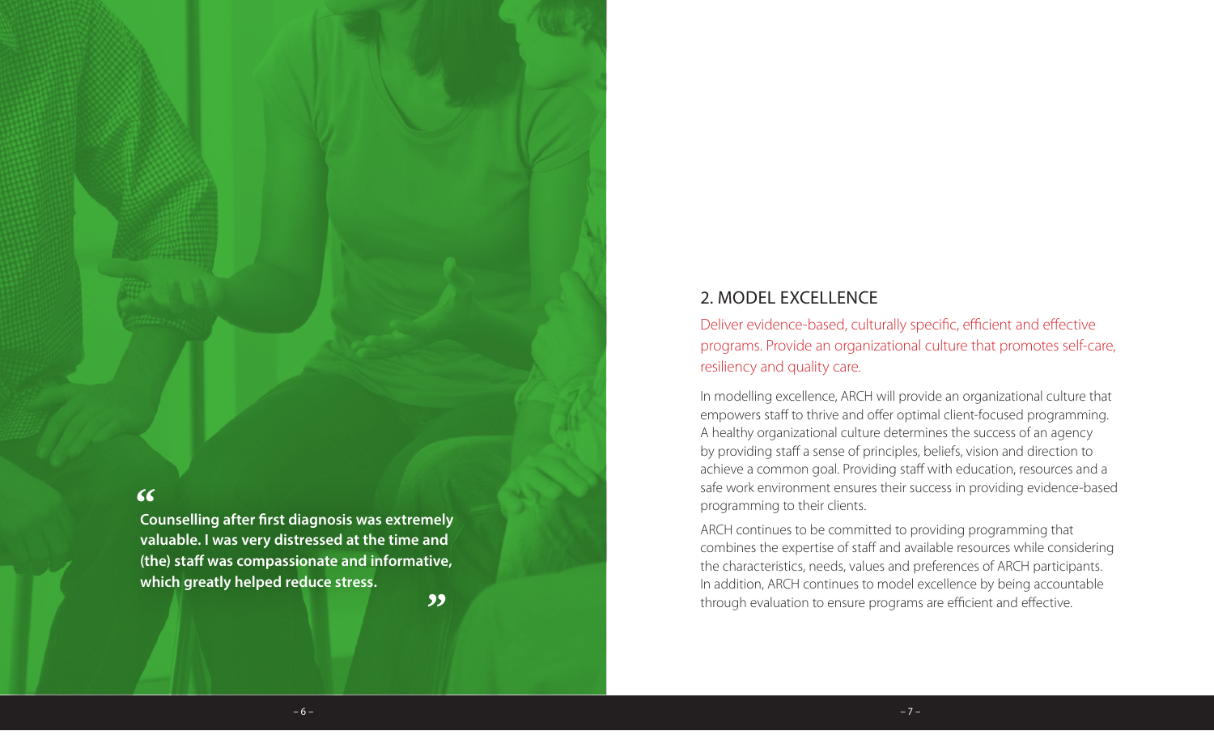> **Counselling after first diagnosis was extremely valuable. I was very distressed at the time and (the) staff was compassionate and informative, which greatly helped reduce stress.**

## 2. MODEL EXCELLENCE

Deliver evidence-based, culturally specific, efficient and effective programs. Provide an organizational culture that promotes self-care, resiliency and quality care.

In modelling excellence, ARCH will provide an organizational culture that empowers staff to thrive and offer optimal client-focused programming. A healthy organizational culture determines the success of an agency by providing staff a sense of principles, beliefs, vision and direction to achieve a common goal. Providing staff with education, resources and a safe work environment ensures their success in providing evidence-based programming to their clients.

ARCH continues to be committed to providing programming that combines the expertise of staff and available resources while considering the characteristics, needs, values and preferences of ARCH participants. In addition, ARCH continues to model excellence by being accountable through evaluation to ensure programs are efficient and effective.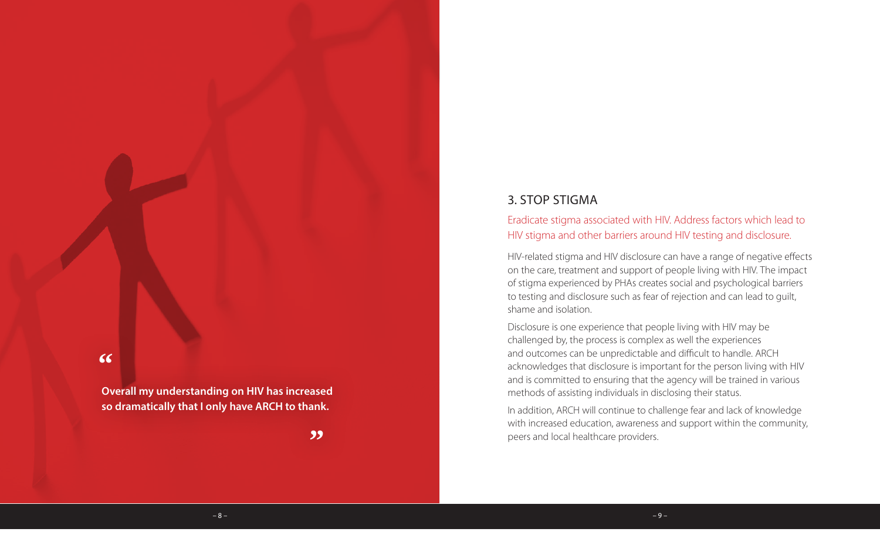> "Overall my understanding on HIV has increased so dramatically that I only have ARCH to thank."

## 3. STOP STIGMA

Eradicate stigma associated with HIV. Address factors which lead to HIV stigma and other barriers around HIV testing and disclosure.

HIV-related stigma and HIV disclosure can have a range of negative effects on the care, treatment and support of people living with HIV. The impact of stigma experienced by PHAs creates social and psychological barriers to testing and disclosure such as fear of rejection and can lead to guilt, shame and isolation.

Disclosure is one experience that people living with HIV may be challenged by, the process is complex as well the experiences and outcomes can be unpredictable and difficult to handle. ARCH acknowledges that disclosure is important for the person living with HIV and is committed to ensuring that the agency will be trained in various methods of assisting individuals in disclosing their status.

In addition, ARCH will continue to challenge fear and lack of knowledge with increased education, awareness and support within the community, peers and local healthcare providers.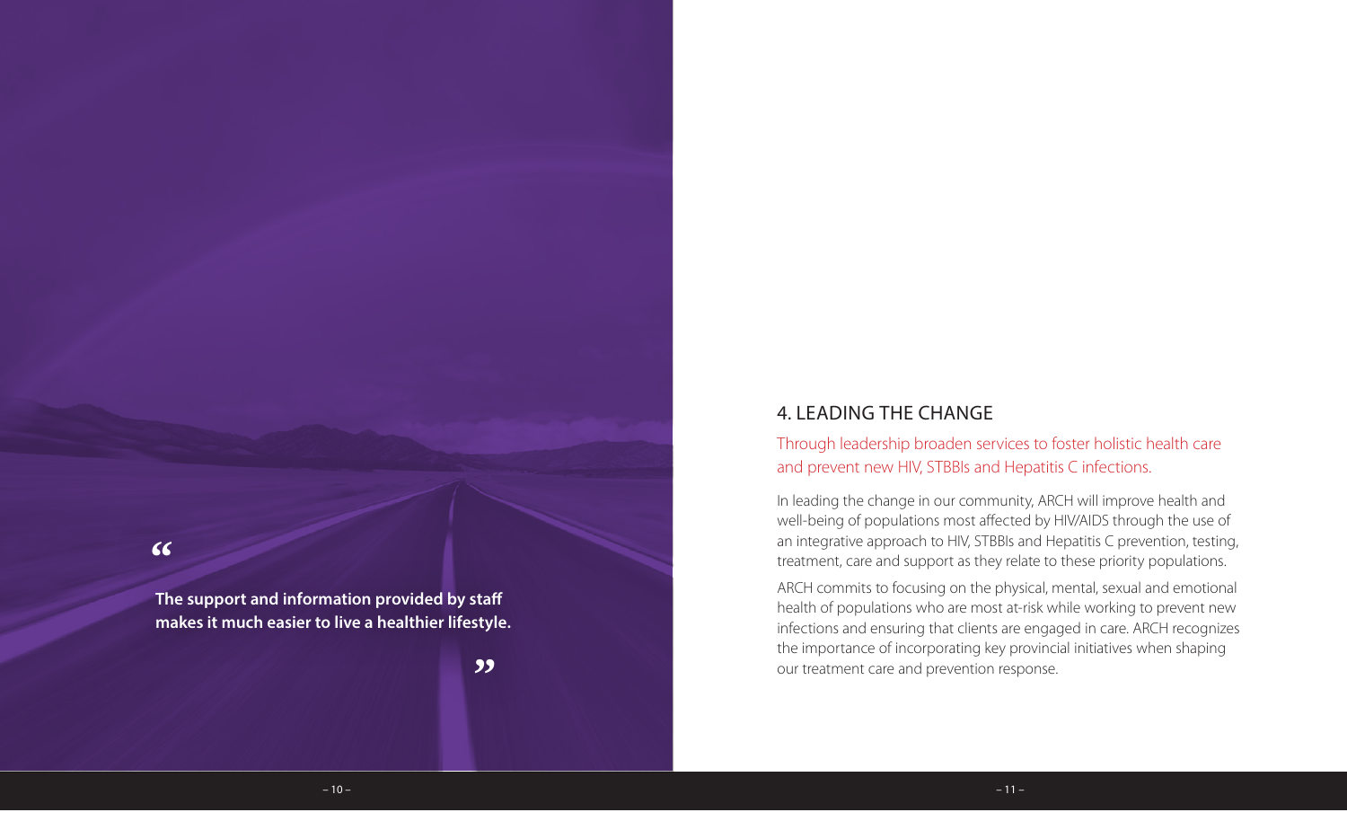> The support and information provided by staff makes it much easier to live a healthier lifestyle.

## 4. LEADING THE CHANGE

### Through leadership broaden services to foster holistic health care and prevent new HIV, STBBIs and Hepatitis C infections.

In leading the change in our community, ARCH will improve health and well-being of populations most affected by HIV/AIDS through the use of an integrative approach to HIV, STBBIs and Hepatitis C prevention, testing, treatment, care and support as they relate to these priority populations.

ARCH commits to focusing on the physical, mental, sexual and emotional health of populations who are most at-risk while working to prevent new infections and ensuring that clients are engaged in care. ARCH recognizes the importance of incorporating key provincial initiatives when shaping our treatment care and prevention response.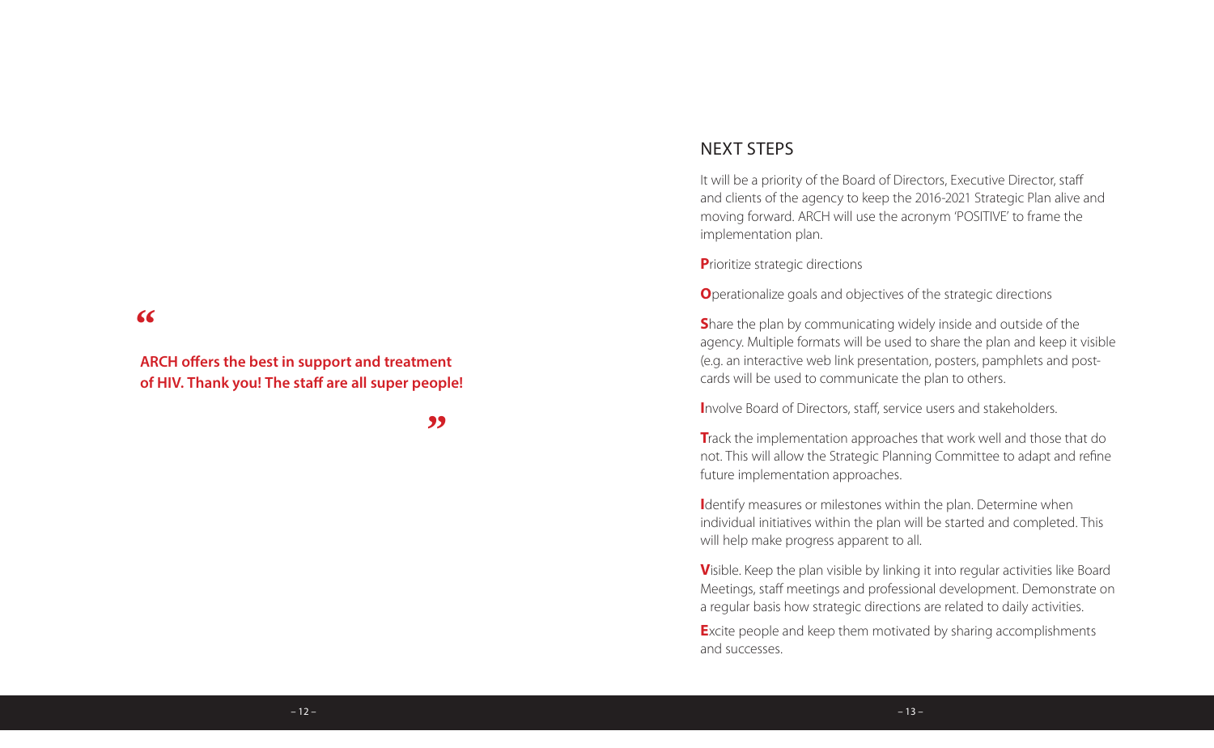> **ARCH offers the best in support and treatment of HIV. Thank you! The staff are all super people!**

## NEXT STEPS

It will be a priority of the Board of Directors, Executive Director, staff and clients of the agency to keep the 2016-2021 Strategic Plan alive and moving forward. ARCH will use the acronym 'POSITIVE' to frame the implementation plan.

**P**rioritize strategic directions

**O**perationalize goals and objectives of the strategic directions

**S**hare the plan by communicating widely inside and outside of the agency. Multiple formats will be used to share the plan and keep it visible (e.g. an interactive web link presentation, posters, pamphlets and post-cards will be used to communicate the plan to others.

**I**nvolve Board of Directors, staff, service users and stakeholders.

**T**rack the implementation approaches that work well and those that do not. This will allow the Strategic Planning Committee to adapt and refine future implementation approaches.

**I**dentify measures or milestones within the plan. Determine when individual initiatives within the plan will be started and completed. This will help make progress apparent to all.

**V**isible. Keep the plan visible by linking it into regular activities like Board Meetings, staff meetings and professional development. Demonstrate on a regular basis how strategic directions are related to daily activities.

**E**xcite people and keep them motivated by sharing accomplishments and successes.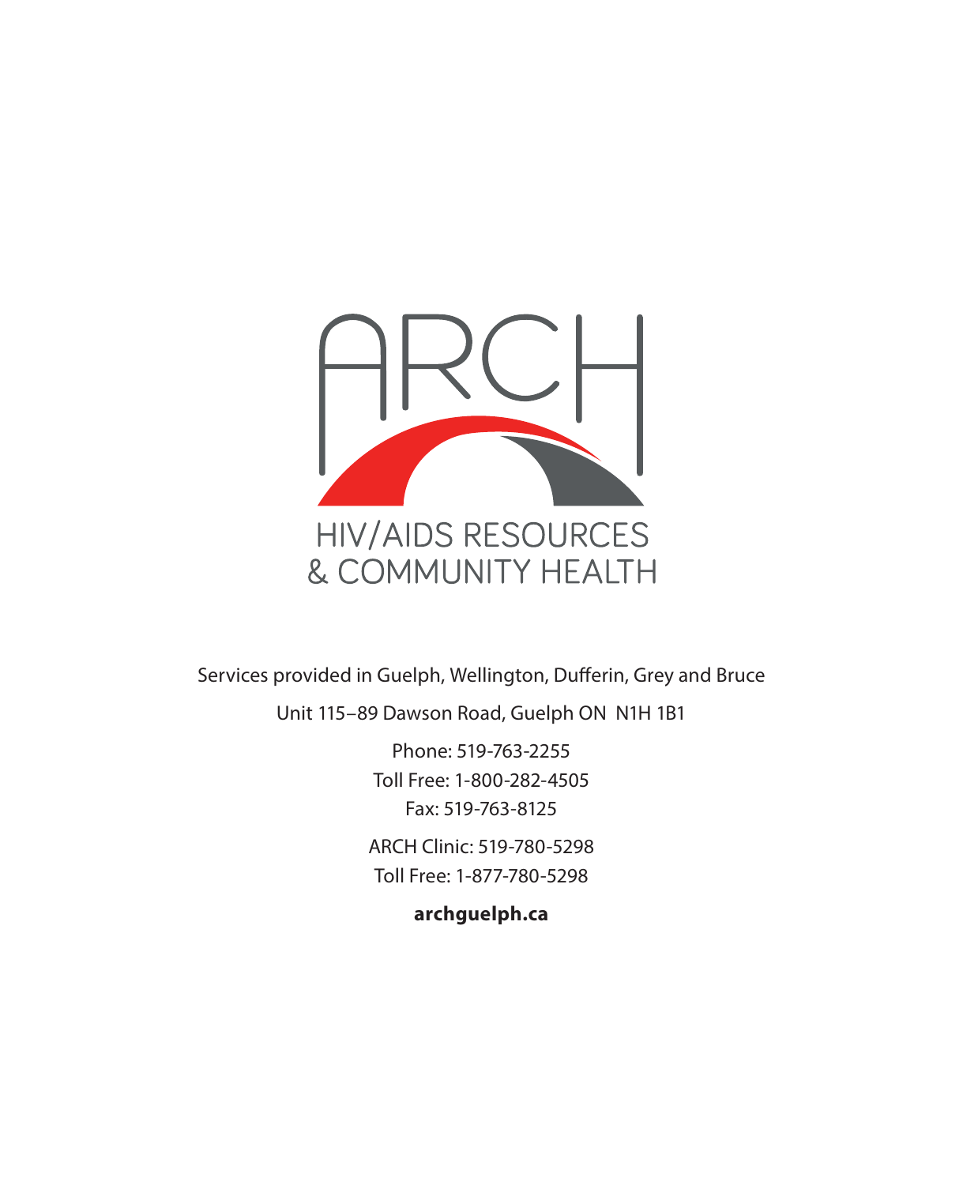ARCH

HIV/AIDS RESOURCES
& COMMUNITY HEALTH

Services provided in Guelph, Wellington, Dufferin, Grey and Bruce

Unit 115–89 Dawson Road, Guelph ON  N1H 1B1

Phone: 519-763-2255
Toll Free: 1-800-282-4505
Fax: 519-763-8125

ARCH Clinic: 519-780-5298
Toll Free: 1-877-780-5298

**archguelph.ca**